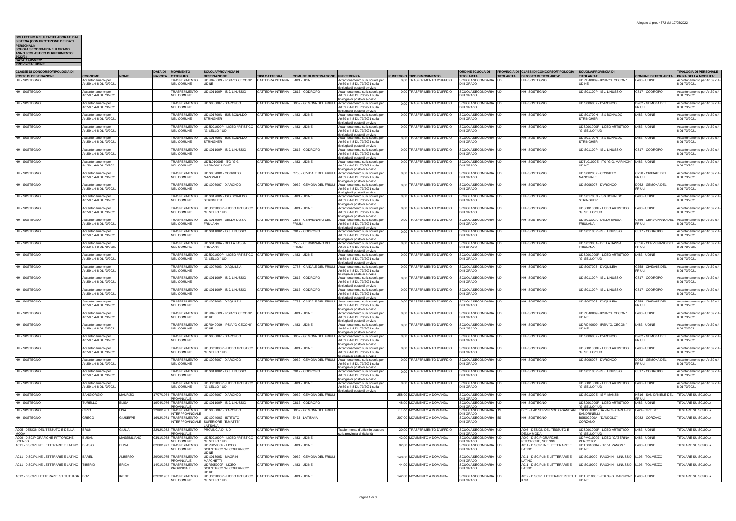Allegato al prot. 4372 del 17/05/2022

**BOLLETTINO RISULTATI ELABORATI DAL SISTEMA (CON PROTEZIONE DEI DATI PERSONALI)**
**SCUOLA SECONDARIA DI II GRADO**
**ANNO SCOLASTICO DI RIFERIMENTO : 2022/23**
**DATA: 17/05/2022**
**PROVINCIA: UDINE**

| CLASSE DI CONCORSO/TIPOLOGIA DI POSTO DI DESTINAZIONE | COGNOME | NOME | DATA DI NASCITA | MOVIMENTO OTTENUTO | SCUOLA/PROVINCIA DI DESTINAZIONE | TIPO CATTEDRA | COMUNE DI DESTINAZIONE | PRECEDENZA | PUNTEGGIO | TIPO DI MOVIMENTO | ORDINE SCUOLA DI TITOLARITA' | PROVINCIA DI TITOLARITA' | CLASSI DI CONCORSO/TIPOLOGIA DI POSTO DI TITOLARITA' | SCUOLA/PROVINCIA DI TITOLARITA' | COMUNE DI TITOLARITA' | TIPOLOGIA DI PERSONALE PRIMA DELLA MOBILITA' |
|---|---|---|---|---|---|---|---|---|---|---|---|---|---|---|---|---|
| HH - SOSTEGNO | Accantonamento per Art.59 c.4-8 DL 73/2021 | | | TRASFERIMENTO NEL COMUNE | UDRI040009 - IPSIA "G. CECONI" UDINE | CATTEDRA INTERNA | L483 - UDINE | Accantonamento sulla scuola per Art.59 c.4-8 DL 73/2021 sulla tipologia di posto di servizio | 0,00 | TRASFERIMENTO D'UFFICIO | SCUOLA SECONDARIA DI II GRADO | UD | HH - SOSTEGNO | UDRI040009 - IPSIA "G. CECONI" UDINE | L483 - UDINE | Accantonamento per Art.59 c.4-8 DL 73/2021 |
| HH - SOSTEGNO | Accantonamento per Art.59 c.4-8 DL 73/2021 | | | TRASFERIMENTO NEL COMUNE | UDIS01100P - IS J. LINUSSIO | CATTEDRA INTERNA | C817 - CODROIPO | Accantonamento sulla scuola per Art.59 c.4-8 DL 73/2021 sulla tipologia di posto di servizio | 0,00 | TRASFERIMENTO D'UFFICIO | SCUOLA SECONDARIA DI II GRADO | UD | HH - SOSTEGNO | UDIS01100P - IS J. LINUSSIO | C817 - CODROIPO | Accantonamento per Art.59 c.4-8 DL 73/2021 |
| HH - SOSTEGNO | Accantonamento per Art.59 c.4-8 DL 73/2021 | | | TRASFERIMENTO NEL COMUNE | UDIS006007 - D'ARONCO | CATTEDRA INTERNA | D962 - GEMONA DEL FRIULI | Accantonamento sulla scuola per Art.59 c.4-8 DL 73/2021 sulla tipologia di posto di servizio | 0,00 | TRASFERIMENTO D'UFFICIO | SCUOLA SECONDARIA DI II GRADO | UD | HH - SOSTEGNO | UDIS006007 - D'ARONCO | D962 - GEMONA DEL FRIULI | Accantonamento per Art.59 c.4-8 DL 73/2021 |
| HH - SOSTEGNO | Accantonamento per Art.59 c.4-8 DL 73/2021 | | | TRASFERIMENTO NEL COMUNE | UDIS01700N - ISIS BONALDO STRINGHER | CATTEDRA INTERNA | L483 - UDINE | Accantonamento sulla scuola per Art.59 c.4-8 DL 73/2021 sulla tipologia di posto di servizio | 0,00 | TRASFERIMENTO D'UFFICIO | SCUOLA SECONDARIA DI II GRADO | UD | HH - SOSTEGNO | UDIS01700N - ISIS BONALDO STRINGHER | L483 - UDINE | Accantonamento per Art.59 c.4-8 DL 73/2021 |
| HH - SOSTEGNO | Accantonamento per Art.59 c.4-8 DL 73/2021 | | | TRASFERIMENTO NEL COMUNE | UDSD01000P - LICEO ARTISTICO "G. SELLO " UD | CATTEDRA INTERNA | L483 - UDINE | Accantonamento sulla scuola per Art.59 c.4-8 DL 73/2021 sulla tipologia di posto di servizio | 0,00 | TRASFERIMENTO D'UFFICIO | SCUOLA SECONDARIA DI II GRADO | UD | HH - SOSTEGNO | UDSD01000P - LICEO ARTISTICO "G. SELLO " UD | L483 - UDINE | Accantonamento per Art.59 c.4-8 DL 73/2021 |
| HH - SOSTEGNO | Accantonamento per Art.59 c.4-8 DL 73/2021 | | | TRASFERIMENTO NEL COMUNE | UDIS01700N - ISIS BONALDO STRINGHER | CATTEDRA INTERNA | L483 - UDINE | Accantonamento sulla scuola per Art.59 c.4-8 DL 73/2021 sulla tipologia di posto di servizio | 0,00 | TRASFERIMENTO D'UFFICIO | SCUOLA SECONDARIA DI II GRADO | UD | HH - SOSTEGNO | UDIS01700N - ISIS BONALDO STRINGHER | L483 - UDINE | Accantonamento per Art.59 c.4-8 DL 73/2021 |
| HH - SOSTEGNO | Accantonamento per Art.59 c.4-8 DL 73/2021 | | | TRASFERIMENTO NEL COMUNE | UDIS01100P - IS J. LINUSSIO | CATTEDRA INTERNA | C817 - CODROIPO | Accantonamento sulla scuola per Art.59 c.4-8 DL 73/2021 sulla tipologia di posto di servizio | 0,00 | TRASFERIMENTO D'UFFICIO | SCUOLA SECONDARIA DI II GRADO | UD | HH - SOSTEGNO | UDIS01100P - IS J. LINUSSIO | C817 - CODROIPO | Accantonamento per Art.59 c.4-8 DL 73/2021 |
| HH - SOSTEGNO | Accantonamento per Art.59 c.4-8 DL 73/2021 | | | TRASFERIMENTO NEL COMUNE | UDTL01000E - ITG "G.G. MARINONI" UDINE | CATTEDRA INTERNA | L483 - UDINE | Accantonamento sulla scuola per Art.59 c.4-8 DL 73/2021 sulla tipologia di posto di servizio | 0,00 | TRASFERIMENTO D'UFFICIO | SCUOLA SECONDARIA DI II GRADO | UD | HH - SOSTEGNO | UDTL01000E - ITG "G.G. MARINONI" UDINE | L483 - UDINE | Accantonamento per Art.59 c.4-8 DL 73/2021 |
| HH - SOSTEGNO | Accantonamento per Art.59 c.4-8 DL 73/2021 | | | TRASFERIMENTO NEL COMUNE | UDIS00200X - CONVITTO NAZIONALE | CATTEDRA INTERNA | C758 - CIVIDALE DEL FRIULI | Accantonamento sulla scuola per Art.59 c.4-8 DL 73/2021 sulla tipologia di posto di servizio | 0,00 | TRASFERIMENTO D'UFFICIO | SCUOLA SECONDARIA DI II GRADO | UD | HH - SOSTEGNO | UDIS00200X - CONVITTO NAZIONALE | C758 - CIVIDALE DEL FRIULI | Accantonamento per Art.59 c.4-8 DL 73/2021 |
| HH - SOSTEGNO | Accantonamento per Art.59 c.4-8 DL 73/2021 | | | TRASFERIMENTO NEL COMUNE | UDIS006007 - D'ARONCO | CATTEDRA INTERNA | D962 - GEMONA DEL FRIULI | Accantonamento sulla scuola per Art.59 c.4-8 DL 73/2021 sulla tipologia di posto di servizio | 0,00 | TRASFERIMENTO D'UFFICIO | SCUOLA SECONDARIA DI II GRADO | UD | HH - SOSTEGNO | UDIS006007 - D'ARONCO | D962 - GEMONA DEL FRIULI | Accantonamento per Art.59 c.4-8 DL 73/2021 |
| HH - SOSTEGNO | Accantonamento per Art.59 c.4-8 DL 73/2021 | | | TRASFERIMENTO NEL COMUNE | UDIS01700N - ISIS BONALDO STRINGHER | CATTEDRA INTERNA | L483 - UDINE | Accantonamento sulla scuola per Art.59 c.4-8 DL 73/2021 sulla tipologia di posto di servizio | 0,00 | TRASFERIMENTO D'UFFICIO | SCUOLA SECONDARIA DI II GRADO | UD | HH - SOSTEGNO | UDIS01700N - ISIS BONALDO STRINGHER | L483 - UDINE | Accantonamento per Art.59 c.4-8 DL 73/2021 |
| HH - SOSTEGNO | Accantonamento per Art.59 c.4-8 DL 73/2021 | | | TRASFERIMENTO NEL COMUNE | UDSD01000P - LICEO ARTISTICO "G. SELLO " UD | CATTEDRA INTERNA | L483 - UDINE | Accantonamento sulla scuola per Art.59 c.4-8 DL 73/2021 sulla tipologia di posto di servizio | 0,00 | TRASFERIMENTO D'UFFICIO | SCUOLA SECONDARIA DI II GRADO | UD | HH - SOSTEGNO | UDSD01000P - LICEO ARTISTICO "G. SELLO " UD | L483 - UDINE | Accantonamento per Art.59 c.4-8 DL 73/2021 |
| HH - SOSTEGNO | Accantonamento per Art.59 c.4-8 DL 73/2021 | | | TRASFERIMENTO NEL COMUNE | UDIS01300A - DELLA BASSA FRIULANA | CATTEDRA INTERNA | C556 - CERVIGNANO DEL FRIULI | Accantonamento sulla scuola per Art.59 c.4-8 DL 73/2021 sulla tipologia di posto di servizio | 0,00 | TRASFERIMENTO D'UFFICIO | SCUOLA SECONDARIA DI II GRADO | UD | HH - SOSTEGNO | UDIS01300A - DELLA BASSA FRIULANA | C556 - CERVIGNANO DEL FRIULI | Accantonamento per Art.59 c.4-8 DL 73/2021 |
| HH - SOSTEGNO | Accantonamento per Art.59 c.4-8 DL 73/2021 | | | TRASFERIMENTO NEL COMUNE | UDIS01100P - IS J. LINUSSIO | CATTEDRA INTERNA | C817 - CODROIPO | Accantonamento sulla scuola per Art.59 c.4-8 DL 73/2021 sulla tipologia di posto di servizio | 0,00 | TRASFERIMENTO D'UFFICIO | SCUOLA SECONDARIA DI II GRADO | UD | HH - SOSTEGNO | UDIS01100P - IS J. LINUSSIO | C817 - CODROIPO | Accantonamento per Art.59 c.4-8 DL 73/2021 |
| HH - SOSTEGNO | Accantonamento per Art.59 c.4-8 DL 73/2021 | | | TRASFERIMENTO NEL COMUNE | UDIS01300A - DELLA BASSA FRIULANA | CATTEDRA INTERNA | C556 - CERVIGNANO DEL FRIULI | Accantonamento sulla scuola per Art.59 c.4-8 DL 73/2021 sulla tipologia di posto di servizio | 0,00 | TRASFERIMENTO D'UFFICIO | SCUOLA SECONDARIA DI II GRADO | UD | HH - SOSTEGNO | UDIS01300A - DELLA BASSA FRIULANA | C556 - CERVIGNANO DEL FRIULI | Accantonamento per Art.59 c.4-8 DL 73/2021 |
| HH - SOSTEGNO | Accantonamento per Art.59 c.4-8 DL 73/2021 | | | TRASFERIMENTO NEL COMUNE | UDSD01000P - LICEO ARTISTICO "G. SELLO " UD | CATTEDRA INTERNA | L483 - UDINE | Accantonamento sulla scuola per Art.59 c.4-8 DL 73/2021 sulla tipologia di posto di servizio | 0,00 | TRASFERIMENTO D'UFFICIO | SCUOLA SECONDARIA DI II GRADO | UD | HH - SOSTEGNO | UDSD01000P - LICEO ARTISTICO "G. SELLO " UD | L483 - UDINE | Accantonamento per Art.59 c.4-8 DL 73/2021 |
| HH - SOSTEGNO | Accantonamento per Art.59 c.4-8 DL 73/2021 | | | TRASFERIMENTO NEL COMUNE | UDIS007003 - D'AQUILEIA | CATTEDRA INTERNA | C758 - CIVIDALE DEL FRIULI | Accantonamento sulla scuola per Art.59 c.4-8 DL 73/2021 sulla tipologia di posto di servizio | 0,00 | TRASFERIMENTO D'UFFICIO | SCUOLA SECONDARIA DI II GRADO | UD | HH - SOSTEGNO | UDIS007003 - D'AQUILEIA | C758 - CIVIDALE DEL FRIULI | Accantonamento per Art.59 c.4-8 DL 73/2021 |
| HH - SOSTEGNO | Accantonamento per Art.59 c.4-8 DL 73/2021 | | | TRASFERIMENTO NEL COMUNE | UDIS01100P - IS J. LINUSSIO | CATTEDRA INTERNA | C817 - CODROIPO | Accantonamento sulla scuola per Art.59 c.4-8 DL 73/2021 sulla tipologia di posto di servizio | 0,00 | TRASFERIMENTO D'UFFICIO | SCUOLA SECONDARIA DI II GRADO | UD | HH - SOSTEGNO | UDIS01100P - IS J. LINUSSIO | C817 - CODROIPO | Accantonamento per Art.59 c.4-8 DL 73/2021 |
| HH - SOSTEGNO | Accantonamento per Art.59 c.4-8 DL 73/2021 | | | TRASFERIMENTO NEL COMUNE | UDIS01100P - IS J. LINUSSIO | CATTEDRA INTERNA | C817 - CODROIPO | Accantonamento sulla scuola per Art.59 c.4-8 DL 73/2021 sulla tipologia di posto di servizio | 0,00 | TRASFERIMENTO D'UFFICIO | SCUOLA SECONDARIA DI II GRADO | UD | HH - SOSTEGNO | UDIS01100P - IS J. LINUSSIO | C817 - CODROIPO | Accantonamento per Art.59 c.4-8 DL 73/2021 |
| HH - SOSTEGNO | Accantonamento per Art.59 c.4-8 DL 73/2021 | | | TRASFERIMENTO NEL COMUNE | UDIS007003 - D'AQUILEIA | CATTEDRA INTERNA | C758 - CIVIDALE DEL FRIULI | Accantonamento sulla scuola per Art.59 c.4-8 DL 73/2021 sulla tipologia di posto di servizio | 0,00 | TRASFERIMENTO D'UFFICIO | SCUOLA SECONDARIA DI II GRADO | UD | HH - SOSTEGNO | UDIS007003 - D'AQUILEIA | C758 - CIVIDALE DEL FRIULI | Accantonamento per Art.59 c.4-8 DL 73/2021 |
| HH - SOSTEGNO | Accantonamento per Art.59 c.4-8 DL 73/2021 | | | TRASFERIMENTO NEL COMUNE | UDRI040009 - IPSIA "G. CECONI" UDINE | CATTEDRA INTERNA | L483 - UDINE | Accantonamento sulla scuola per Art.59 c.4-8 DL 73/2021 sulla tipologia di posto di servizio | 0,00 | TRASFERIMENTO D'UFFICIO | SCUOLA SECONDARIA DI II GRADO | UD | HH - SOSTEGNO | UDRI040009 - IPSIA "G. CECONI" UDINE | L483 - UDINE | Accantonamento per Art.59 c.4-8 DL 73/2021 |
| HH - SOSTEGNO | Accantonamento per Art.59 c.4-8 DL 73/2021 | | | TRASFERIMENTO NEL COMUNE | UDRI040009 - IPSIA "G. CECONI" UDINE | CATTEDRA INTERNA | L483 - UDINE | Accantonamento sulla scuola per Art.59 c.4-8 DL 73/2021 sulla tipologia di posto di servizio | 0,00 | TRASFERIMENTO D'UFFICIO | SCUOLA SECONDARIA DI II GRADO | UD | HH - SOSTEGNO | UDRI040009 - IPSIA "G. CECONI" UDINE | L483 - UDINE | Accantonamento per Art.59 c.4-8 DL 73/2021 |
| HH - SOSTEGNO | Accantonamento per Art.59 c.4-8 DL 73/2021 | | | TRASFERIMENTO NEL COMUNE | UDIS006007 - D'ARONCO | CATTEDRA INTERNA | D962 - GEMONA DEL FRIULI | Accantonamento sulla scuola per Art.59 c.4-8 DL 73/2021 sulla tipologia di posto di servizio | 0,00 | TRASFERIMENTO D'UFFICIO | SCUOLA SECONDARIA DI II GRADO | UD | HH - SOSTEGNO | UDIS006007 - D'ARONCO | D962 - GEMONA DEL FRIULI | Accantonamento per Art.59 c.4-8 DL 73/2021 |
| HH - SOSTEGNO | Accantonamento per Art.59 c.4-8 DL 73/2021 | | | TRASFERIMENTO NEL COMUNE | UDSD01000P - LICEO ARTISTICO "G. SELLO " UD | CATTEDRA INTERNA | L483 - UDINE | Accantonamento sulla scuola per Art.59 c.4-8 DL 73/2021 sulla tipologia di posto di servizio | 0,00 | TRASFERIMENTO D'UFFICIO | SCUOLA SECONDARIA DI II GRADO | UD | HH - SOSTEGNO | UDSD01000P - LICEO ARTISTICO "G. SELLO " UD | L483 - UDINE | Accantonamento per Art.59 c.4-8 DL 73/2021 |
| HH - SOSTEGNO | Accantonamento per Art.59 c.4-8 DL 73/2021 | | | TRASFERIMENTO NEL COMUNE | UDIS006007 - D'ARONCO | CATTEDRA INTERNA | D962 - GEMONA DEL FRIULI | Accantonamento sulla scuola per Art.59 c.4-8 DL 73/2021 sulla tipologia di posto di servizio | 0,00 | TRASFERIMENTO D'UFFICIO | SCUOLA SECONDARIA DI II GRADO | UD | HH - SOSTEGNO | UDIS006007 - D'ARONCO | D962 - GEMONA DEL FRIULI | Accantonamento per Art.59 c.4-8 DL 73/2021 |
| HH - SOSTEGNO | Accantonamento per Art.59 c.4-8 DL 73/2021 | | | TRASFERIMENTO NEL COMUNE | UDIS01100P - IS J. LINUSSIO | CATTEDRA INTERNA | C817 - CODROIPO | Accantonamento sulla scuola per Art.59 c.4-8 DL 73/2021 sulla tipologia di posto di servizio | 0,00 | TRASFERIMENTO D'UFFICIO | SCUOLA SECONDARIA DI II GRADO | UD | HH - SOSTEGNO | UDIS01100P - IS J. LINUSSIO | C817 - CODROIPO | Accantonamento per Art.59 c.4-8 DL 73/2021 |
| HH - SOSTEGNO | Accantonamento per Art.59 c.4-8 DL 73/2021 | | | TRASFERIMENTO NEL COMUNE | UDSD01000P - LICEO ARTISTICO "G. SELLO " UD | CATTEDRA INTERNA | L483 - UDINE | Accantonamento sulla scuola per Art.59 c.4-8 DL 73/2021 sulla tipologia di posto di servizio | 0,00 | TRASFERIMENTO D'UFFICIO | SCUOLA SECONDARIA DI II GRADO | UD | HH - SOSTEGNO | UDSD01000P - LICEO ARTISTICO "G. SELLO " UD | L483 - UDINE | Accantonamento per Art.59 c.4-8 DL 73/2021 |
| HH - SOSTEGNO | SANGIORGIO | MAURIZIO | 17/07/1964 | TRASFERIMENTO PROVINCIALE | UDIS006007 - D'ARONCO | CATTEDRA INTERNA | D962 - GEMONA DEL FRIULI | | 258,00 | MOVIMENTO A DOMANDA | SCUOLA SECONDARIA DI II GRADO | UD | HH - SOSTEGNO | UDIS01200E - IS V. MANZINI | H816 - SAN DANIELE DEL FRIULI | TITOLARE SU SCUOLA |
| HH - SOSTEGNO | TURELLO | ELISA | 19/04/1976 | TRASFERIMENTO PROVINCIALE | UDIS01100P - IS J. LINUSSIO | CATTEDRA INTERNA | C817 - CODROIPO | | 48,00 | MOVIMENTO A DOMANDA | SCUOLA SECONDARIA DI II GRADO | UD | HH - SOSTEGNO | UDSD01000P - LICEO ARTISTICO "G. SELLO " UD | L483 - UDINE | TITOLARE SU SCUOLA |
| HH - SOSTEGNO | CIRIO | LISA | 22/10/1981 | TRASFERIMENTO INTERPROVINCIALE | UDIS006007 - D'ARONCO | CATTEDRA INTERNA | D962 - GEMONA DEL FRIULI | | 111,00 | MOVIMENTO A DOMANDA | SCUOLA SECONDARIA DI II GRADO | TS | B023 - LAB SERVIZI SOCIO-SANITARI | TSIS01002 - DA VINCI - CARLI - DE SANDRINELLI | L424 - TRIESTE | TITOLARE SU SCUOLA |
| HH - SOSTEGNO | GRECO | GIUSEPPE | 16/12/1971 | TRASFERIMENTO INTERPROVINCIALE | UDIS00400G - ISTITUTO SUPERIORE "E.MATTEI" LATISANA | CATTEDRA INTERNA | E473 - LATISANA | | 207,00 | MOVIMENTO A DOMANDA | SCUOLA SECONDARIA DI II GRADO | BS | HH - SOSTEGNO | BSIS02200A - "DANDOLO" - CORZANO | D082 - CORZANO | TITOLARE SU SCUOLA |
| A005 - DESIGN DEL TESSUTO E DELLA MODA | BRUNI | GIULIA | 22/12/1982 | TRASFERIMENTO PROVINCIALE | PROVINCIA DI UD | CATTEDRA INTERNA | | Trasferimento d'ufficio in esubero sulla provincia di titolarità | 20,00 | TRASFERIMENTO D'UFFICIO | SCUOLA SECONDARIA DI II GRADO | UD | A005 - DESIGN DEL TESSUTO E DELLA MODA | UDSD01000P - LICEO ARTISTICO "G. SELLO " UD | L483 - UDINE | TITOLARE SU SCUOLA |
| A009 - DISCIP GRAFICHE, PITTORICHE, SCENOG | BUSAN | MASSIMILIANO | 03/11/1968 | TRASFERIMENTO NEL COMUNE | UDSD01000P - LICEO ARTISTICO "G. SELLO " UD | CATTEDRA INTERNA | L483 - UDINE | | 42,00 | MOVIMENTO A DOMANDA | SCUOLA SECONDARIA DI II GRADO | UD | A009 - DISCIP GRAFICHE, PITTORICHE, SCENOG | UDPM010009 - LICEO "CATERINA PERCOTO" | L483 - UDINE | TITOLARE SU SCUOLA |
| A011 - DISCIPLINE LETTERARIE E LATINO | BLASIO | ELISA | 02/08/1977 | TRASFERIMENTO NEL COMUNE | UDPS05000P - LICEO SCIENTIFICO "N. COPERNICO" UDINE | CATTEDRA INTERNA | L483 - UDINE | | 92,00 | MOVIMENTO A DOMANDA | SCUOLA SECONDARIA DI II GRADO | UD | A011 - DISCIPLINE LETTERARIE E LATINO | UDTD010004 - ITC "A. ZANON " UDINE | L483 - UDINE | TITOLARE SU SCUOLA |
| A011 - DISCIPLINE LETTERARIE E LATINO | BAREL | ALBERTO | 29/09/1975 | TRASFERIMENTO PROVINCIALE | UDIS01800D - MAGRINI MARCHETTI | CATTEDRA INTERNA | D962 - GEMONA DEL FRIULI | | 140,00 | MOVIMENTO A DOMANDA | SCUOLA SECONDARIA DI II GRADO | UD | A011 - DISCIPLINE LETTERARIE E LATINO | UDIS019009 - PASCHINI - LINUSSIO | L195 - TOLMEZZO | TITOLARE SU SCUOLA |
| A011 - DISCIPLINE LETTERARIE E LATINO | TIBERIO | ERICA | 14/01/1982 | TRASFERIMENTO PROVINCIALE | UDPS05000P - LICEO SCIENTIFICO "N. COPERNICO" UDINE | CATTEDRA INTERNA | L483 - UDINE | | 44,00 | MOVIMENTO A DOMANDA | SCUOLA SECONDARIA DI II GRADO | UD | A011 - DISCIPLINE LETTERARIE E LATINO | UDIS019009 - PASCHINI - LINUSSIO | L195 - TOLMEZZO | TITOLARE SU SCUOLA |
| A012 - DISCIPL LETTERARIE ISTITUTI II GR | BOZ | IRENE | 02/03/1967 | TRASFERIMENTO NEL COMUNE | UDSD01000P - LICEO ARTISTICO "G. SELLO " UD | CATTEDRA INTERNA | L483 - UDINE | | 142,00 | MOVIMENTO A DOMANDA | SCUOLA SECONDARIA DI II GRADO | UD | A012 - DISCIPL LETTERARIE ISTITUTI II GR | UDTL01000E - ITG "G.G. MARINONI" UDINE | L483 - UDINE | TITOLARE SU SCUOLA |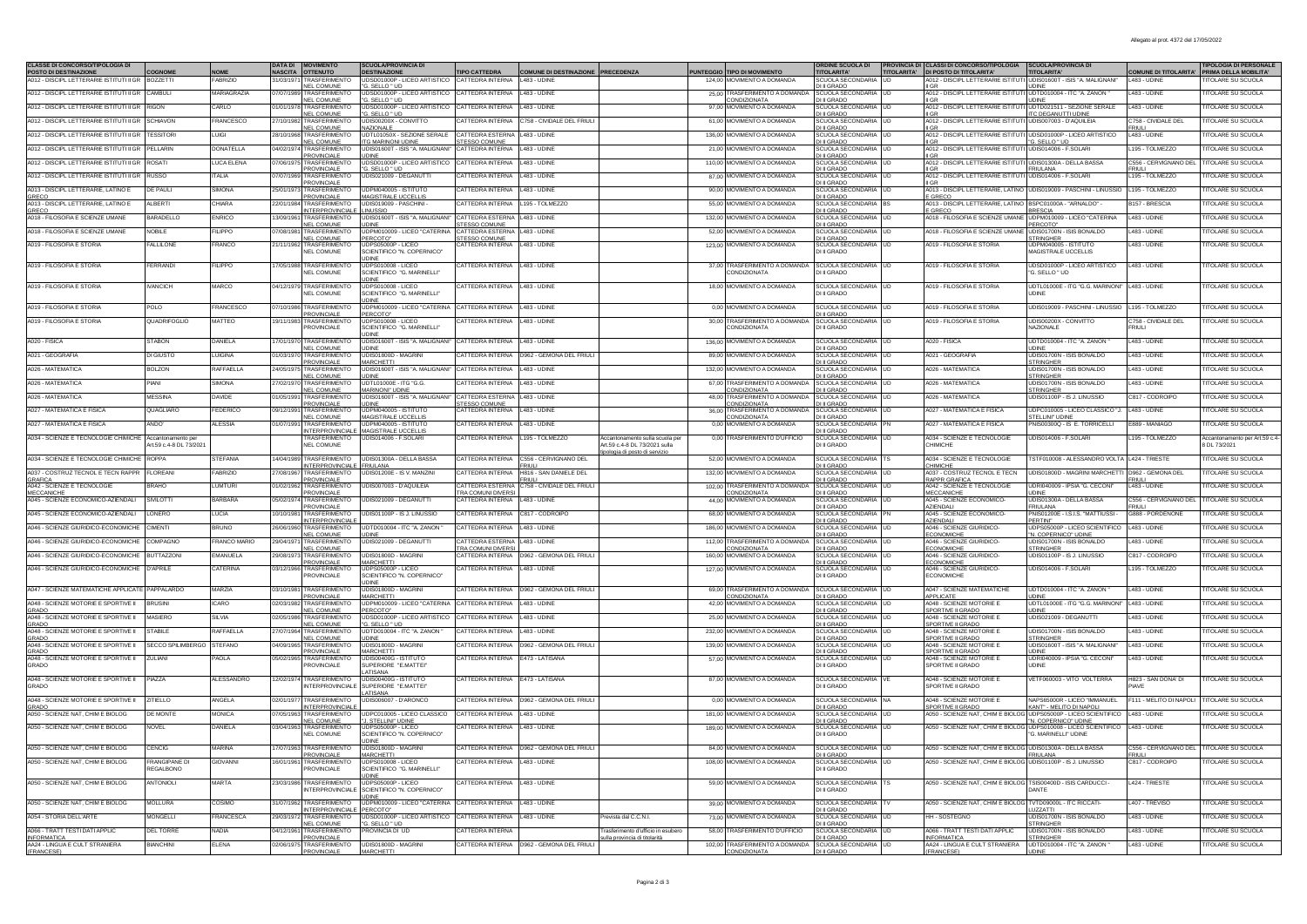Allegato al prot. 4372 del 17/05/2022

| CLASSE DI CONCORSO/TIPOLOGIA DI POSTO DI DESTINAZIONE | COGNOME | NOME | DATA DI NASCITA | MOVIMENTO OTTENUTO | SCUOLA/PROVINCIA DI DESTINAZIONE | TIPO CATTEDRA | COMUNE DI DESTINAZIONE | PRECEDENZA | PUNTEGGIO | TIPO DI MOVIMENTO | ORDINE SCUOLA DI TITOLARITA' | PROVINCIA DI TITOLARITA' | CLASSI DI CONCORSO/TIPOLOGIA DI POSTO DI TITOLARITA' | SCUOLA/PROVINCIA DI TITOLARITA' | COMUNE DI TITOLARITA' | TIPOLOGIA DI PERSONALE PRIMA DELLA MOBILITA' |
|---|---|---|---|---|---|---|---|---|---|---|---|---|---|---|---|---|
| A012 - DISCIPL LETTERARIE ISTITUTI II GR | BOZZETTI | FABRIZIO | 31/03/1971 | TRASFERIMENTO NEL COMUNE | UDSD01000P - LICEO ARTISTICO "G. SELLO " UD | CATTEDRA INTERNA | L483 - UDINE | | 124,00 | MOVIMENTO A DOMANDA | SCUOLA SECONDARIA DI II GRADO | UD | A012 - DISCIPL LETTERARIE ISTITUTI II GR | UDIS01600T - ISIS "A. MALIGNANI" UDINE | L483 - UDINE | TITOLARE SU SCUOLA |
| A012 - DISCIPL LETTERARIE ISTITUTI II GR | CAMBULI | MARIAGRAZIA | 07/07/1989 | TRASFERIMENTO NEL COMUNE | UDSD01000P - LICEO ARTISTICO "G. SELLO " UD | CATTEDRA INTERNA | L483 - UDINE | | 25,00 | TRASFERIMENTO A DOMANDA CONDIZIONATA | SCUOLA SECONDARIA DI II GRADO | UD | A012 - DISCIPL LETTERARIE ISTITUTI II GR | UDTD010004 - ITC "A. ZANON " UDINE | L483 - UDINE | TITOLARE SU SCUOLA |
| A012 - DISCIPL LETTERARIE ISTITUTI II GR | RIGON | CARLO | 01/01/1978 | TRASFERIMENTO NEL COMUNE | UDSD01000P - LICEO ARTISTICO "G. SELLO " UD | CATTEDRA INTERNA | L483 - UDINE | | 97,00 | MOVIMENTO A DOMANDA | SCUOLA SECONDARIA DI II GRADO | UD | A012 - DISCIPL LETTERARIE ISTITUTI II GR | UDTD021511 - SEZIONE SERALE ITC DEGANUTTI UDINE | L483 - UDINE | TITOLARE SU SCUOLA |
| A012 - DISCIPL LETTERARIE ISTITUTI II GR | SCHIAVON | FRANCESCO | 27/10/1982 | TRASFERIMENTO NEL COMUNE | UDIS00200X - CONVITTO NAZIONALE | CATTEDRA INTERNA | C758 - CIVIDALE DEL FRIULI | | 61,00 | MOVIMENTO A DOMANDA | SCUOLA SECONDARIA DI II GRADO | UD | A012 - DISCIPL LETTERARIE ISTITUTI II GR | UDIS007003 - D'AQUILEIA | C758 - CIVIDALE DEL FRIULI | TITOLARE SU SCUOLA |
| A012 - DISCIPL LETTERARIE ISTITUTI II GR | TESSITORI | LUIGI | 28/10/1968 | TRASFERIMENTO NEL COMUNE | UDTL01050X - SEZIONE SERALE ITG MARINONI UDINE | CATTEDRA ESTERNA STESSO COMUNE | L483 - UDINE | | 136,00 | MOVIMENTO A DOMANDA | SCUOLA SECONDARIA DI II GRADO | UD | A012 - DISCIPL LETTERARIE ISTITUTI II GR | UDSD01000P - LICEO ARTISTICO "G. SELLO " UD | L483 - UDINE | TITOLARE SU SCUOLA |
| A012 - DISCIPL LETTERARIE ISTITUTI II GR | PELLARIN | DONATELLA | 04/02/1974 | TRASFERIMENTO PROVINCIALE | UDIS01600T - ISIS "A. MALIGNANI" UDINE | CATTEDRA INTERNA | L483 - UDINE | | 21,00 | MOVIMENTO A DOMANDA | SCUOLA SECONDARIA DI II GRADO | UD | A012 - DISCIPL LETTERARIE ISTITUTI II GR | UDIS014006 - F.SOLARI | L195 - TOLMEZZO | TITOLARE SU SCUOLA |
| A012 - DISCIPL LETTERARIE ISTITUTI II GR | ROSATI | LUCA ELENA | 07/06/1975 | TRASFERIMENTO PROVINCIALE | UDSD01000P - LICEO ARTISTICO "G. SELLO " UD | CATTEDRA INTERNA | L483 - UDINE | | 110,00 | MOVIMENTO A DOMANDA | SCUOLA SECONDARIA DI II GRADO | UD | A012 - DISCIPL LETTERARIE ISTITUTI II GR | UDIS01300A - DELLA BASSA FRIULANA | C556 - CERVIGNANO DEL FRIULI | TITOLARE SU SCUOLA |
| A012 - DISCIPL LETTERARIE ISTITUTI II GR | RUSSO | ITALIA | 07/07/1969 | TRASFERIMENTO PROVINCIALE | UDIS021009 - DEGANUTTI | CATTEDRA INTERNA | L483 - UDINE | | 87,00 | MOVIMENTO A DOMANDA | SCUOLA SECONDARIA DI II GRADO | UD | A012 - DISCIPL LETTERARIE ISTITUTI II GR | UDIS014006 - F.SOLARI | L195 - TOLMEZZO | TITOLARE SU SCUOLA |
| A013 - DISCIPL LETTERARIE, LATINO E GRECO | DE PAULI | SIMONA | 25/01/1973 | TRASFERIMENTO PROVINCIALE | UDPM040005 - ISTITUTO MAGISTRALE UCCELLIS | CATTEDRA INTERNA | L483 - UDINE | | 90,00 | MOVIMENTO A DOMANDA | SCUOLA SECONDARIA DI II GRADO | UD | A013 - DISCIPL LETTERARIE, LATINO E GRECO | UDIS019009 - PASCHINI - LINUSSIO | L195 - TOLMEZZO | TITOLARE SU SCUOLA |
| A013 - DISCIPL LETTERARIE, LATINO E GRECO | ALBERTI | CHIARA | 22/01/1984 | TRASFERIMENTO INTERPROVINCIALE | UDIS019009 - PASCHINI - LINUSSIO | CATTEDRA INTERNA | L195 - TOLMEZZO | | 55,00 | MOVIMENTO A DOMANDA | SCUOLA SECONDARIA DI II GRADO | BS | A013 - DISCIPL LETTERARIE, LATINO E GRECO | BSPC01000A - "ARNALDO" - BRESCIA | B157 - BRESCIA | TITOLARE SU SCUOLA |
| A018 - FILOSOFIA E SCIENZE UMANE | BARADELLO | ENRICO | 13/09/1961 | TRASFERIMENTO NEL COMUNE | UDIS01600T - ISIS "A. MALIGNANI" UDINE | CATTEDRA ESTERNA STESSO COMUNE | L483 - UDINE | | 132,00 | MOVIMENTO A DOMANDA | SCUOLA SECONDARIA DI II GRADO | UD | A018 - FILOSOFIA E SCIENZE UMANE | UDPM010009 - LICEO "CATERINA PERCOTO" | L483 - UDINE | TITOLARE SU SCUOLA |
| A018 - FILOSOFIA E SCIENZE UMANE | NOBILE | FILIPPO | 07/08/1981 | TRASFERIMENTO NEL COMUNE | UDPM010009 - LICEO "CATERINA PERCOTO" | CATTEDRA ESTERNA STESSO COMUNE | L483 - UDINE | | 52,00 | MOVIMENTO A DOMANDA | SCUOLA SECONDARIA DI II GRADO | UD | A018 - FILOSOFIA E SCIENZE UMANE | UDIS01700N - ISIS BONALDO STRINGHER | L483 - UDINE | TITOLARE SU SCUOLA |
| A019 - FILOSOFIA E STORIA | FALLILONE | FRANCO | 21/11/1962 | TRASFERIMENTO NEL COMUNE | UDPS05000P - LICEO SCIENTIFICO "N. COPERNICO" UDINE | CATTEDRA INTERNA | L483 - UDINE | | 123,00 | MOVIMENTO A DOMANDA | SCUOLA SECONDARIA DI II GRADO | UD | A019 - FILOSOFIA E STORIA | UDPM040005 - ISTITUTO MAGISTRALE UCCELLIS | L483 - UDINE | TITOLARE SU SCUOLA |
| A019 - FILOSOFIA E STORIA | FERRANDI | FILIPPO | 17/05/1988 | TRASFERIMENTO NEL COMUNE | UDPS010008 - LICEO SCIENTIFICO "G. MARINELLI" UDINE | CATTEDRA INTERNA | L483 - UDINE | | 37,00 | TRASFERIMENTO A DOMANDA CONDIZIONATA | SCUOLA SECONDARIA DI II GRADO | UD | A019 - FILOSOFIA E STORIA | UDSD01000P - LICEO ARTISTICO "G. SELLO " UD | L483 - UDINE | TITOLARE SU SCUOLA |
| A019 - FILOSOFIA E STORIA | IVANCICH | MARCO | 04/12/1979 | TRASFERIMENTO NEL COMUNE | UDPS010008 - LICEO SCIENTIFICO "G. MARINELLI" UDINE | CATTEDRA INTERNA | L483 - UDINE | | 18,00 | MOVIMENTO A DOMANDA | SCUOLA SECONDARIA DI II GRADO | UD | A019 - FILOSOFIA E STORIA | UDTL01000E - ITG "G.G. MARINONI" UDINE | L483 - UDINE | TITOLARE SU SCUOLA |
| A019 - FILOSOFIA E STORIA | POLO | FRANCESCO | 07/10/1986 | TRASFERIMENTO PROVINCIALE | UDPM010009 - LICEO "CATERINA PERCOTO" | CATTEDRA INTERNA | L483 - UDINE | | 0,00 | MOVIMENTO A DOMANDA | SCUOLA SECONDARIA DI II GRADO | UD | A019 - FILOSOFIA E STORIA | UDIS019009 - PASCHINI - LINUSSIO | L195 - TOLMEZZO | TITOLARE SU SCUOLA |
| A019 - FILOSOFIA E STORIA | QUADRIFOGLIO | MATTEO | 19/11/1983 | TRASFERIMENTO PROVINCIALE | UDPS010008 - LICEO SCIENTIFICO "G. MARINELLI" UDINE | CATTEDRA INTERNA | L483 - UDINE | | 30,00 | TRASFERIMENTO A DOMANDA CONDIZIONATA | SCUOLA SECONDARIA DI II GRADO | UD | A019 - FILOSOFIA E STORIA | UDIS00200X - CONVITTO NAZIONALE | C758 - CIVIDALE DEL FRIULI | TITOLARE SU SCUOLA |
| A020 - FISICA | STABON | DANIELA | 17/01/1970 | TRASFERIMENTO NEL COMUNE | UDIS01600T - ISIS "A. MALIGNANI" UDINE | CATTEDRA INTERNA | L483 - UDINE | | 136,00 | MOVIMENTO A DOMANDA | SCUOLA SECONDARIA DI II GRADO | UD | A020 - FISICA | UDTD010004 - ITC "A. ZANON " UDINE | L483 - UDINE | TITOLARE SU SCUOLA |
| A021 - GEOGRAFIA | DI GIUSTO | LUIGINA | 01/03/1970 | TRASFERIMENTO PROVINCIALE | UDIS01800D - MAGRINI MARCHETTI | CATTEDRA INTERNA | D962 - GEMONA DEL FRIULI | | 89,00 | MOVIMENTO A DOMANDA | SCUOLA SECONDARIA DI II GRADO | UD | A021 - GEOGRAFIA | UDIS01700N - ISIS BONALDO STRINGHER | L483 - UDINE | TITOLARE SU SCUOLA |
| A026 - MATEMATICA | BOLZON | RAFFAELLA | 24/05/1975 | TRASFERIMENTO NEL COMUNE | UDIS01600T - ISIS "A. MALIGNANI" UDINE | CATTEDRA INTERNA | L483 - UDINE | | 132,00 | MOVIMENTO A DOMANDA | SCUOLA SECONDARIA DI II GRADO | UD | A026 - MATEMATICA | UDIS01700N - ISIS BONALDO STRINGHER | L483 - UDINE | TITOLARE SU SCUOLA |
| A026 - MATEMATICA | PIANI | SIMONA | 27/02/1970 | TRASFERIMENTO NEL COMUNE | UDTL01000E - ITG "G.G. MARINONI" UDINE | CATTEDRA INTERNA | L483 - UDINE | | 67,00 | TRASFERIMENTO A DOMANDA CONDIZIONATA | SCUOLA SECONDARIA DI II GRADO | UD | A026 - MATEMATICA | UDIS01700N - ISIS BONALDO STRINGHER | L483 - UDINE | TITOLARE SU SCUOLA |
| A026 - MATEMATICA | MESSINA | DAVIDE | 01/05/1991 | TRASFERIMENTO PROVINCIALE | UDIS01600T - ISIS "A. MALIGNANI" UDINE | CATTEDRA ESTERNA STESSO COMUNE | L483 - UDINE | | 48,00 | TRASFERIMENTO A DOMANDA CONDIZIONATA | SCUOLA SECONDARIA DI II GRADO | UD | A026 - MATEMATICA | UDIS01100P - IS J. LINUSSIO | C817 - CODROIPO | TITOLARE SU SCUOLA |
| A027 - MATEMATICA E FISICA | QUAGLIARO | FEDERICO | 09/12/1991 | TRASFERIMENTO NEL COMUNE | UDPM040005 - ISTITUTO MAGISTRALE UCCELLIS | CATTEDRA INTERNA | L483 - UDINE | | 36,00 | TRASFERIMENTO A DOMANDA CONDIZIONATA | SCUOLA SECONDARIA DI II GRADO | UD | A027 - MATEMATICA E FISICA | UDPC010005 - LICEO CLASSICO "J. STELLINI" UDINE | L483 - UDINE | TITOLARE SU SCUOLA |
| A027 - MATEMATICA E FISICA | ANDO' | ALESSIA | 01/07/1991 | TRASFERIMENTO INTERPROVINCIALE | UDPM040005 - ISTITUTO MAGISTRALE UCCELLIS | CATTEDRA INTERNA | L483 - UDINE | | 0,00 | MOVIMENTO A DOMANDA | SCUOLA SECONDARIA DI II GRADO | PN | A027 - MATEMATICA E FISICA | PNIS00300Q - IS E. TORRICELLI | E889 - MANIAGO | TITOLARE SU SCUOLA |
| A034 - SCIENZE E TECNOLOGIE CHIMICHE | Accantonamento per Art.59 c.4-8 DL 73/2021 | | | TRASFERIMENTO NEL COMUNE | UDIS014006 - F.SOLARI | CATTEDRA INTERNA | L195 - TOLMEZZO | Accantonamento sulla scuola per Art.59 c.4-8 DL 73/2021 sulla tipologia di posto di servizio | 0,00 | TRASFERIMENTO D'UFFICIO | SCUOLA SECONDARIA DI II GRADO | UD | A034 - SCIENZE E TECNOLOGIE CHIMICHE | UDIS014006 - F.SOLARI | L195 - TOLMEZZO | Accantonamento per Art.59 c.4-8 DL 73/2021 |
| A034 - SCIENZE E TECNOLOGIE CHIMICHE | ROPPA | STEFANIA | 14/04/1989 | TRASFERIMENTO INTERPROVINCIALE | UDIS01300A - DELLA BASSA FRIULANA | CATTEDRA INTERNA | C556 - CERVIGNANO DEL FRIULI | | 52,00 | MOVIMENTO A DOMANDA | SCUOLA SECONDARIA DI II GRADO | TS | A034 - SCIENZE E TECNOLOGIE CHIMICHE | TSTF010008 - ALESSANDRO VOLTA | L424 - TRIESTE | TITOLARE SU SCUOLA |
| A037 - COSTRUZ TECNOL E TECN RAPPR GRAFICA | FLOREANI | FABRIZIO | 27/08/1967 | TRASFERIMENTO PROVINCIALE | UDIS01200E - IS V. MANZINI | CATTEDRA INTERNA | H816 - SAN DANIELE DEL FRIULI | | 132,00 | MOVIMENTO A DOMANDA | SCUOLA SECONDARIA DI II GRADO | UD | A037 - COSTRUZ TECNOL E TECN RAPPR GRAFICA | UDIS01800D - MAGRINI MARCHETTI | D962 - GEMONA DEL FRIULI | TITOLARE SU SCUOLA |
| A042 - SCIENZE E TECNOLOGIE MECCANICHE | BRAHO | LUMTURI | 01/02/1982 | TRASFERIMENTO PROVINCIALE | UDIS007003 - D'AQUILEIA | CATTEDRA ESTERNA TRA COMUNI DIVERSI | C758 - CIVIDALE DEL FRIULI | | 102,00 | TRASFERIMENTO A DOMANDA CONDIZIONATA | SCUOLA SECONDARIA DI II GRADO | UD | A042 - SCIENZE E TECNOLOGIE MECCANICHE | UDRI040009 - IPSIA "G. CECONI" UDINE | L483 - UDINE | TITOLARE SU SCUOLA |
| A045 - SCIENZE ECONOMICO-AZIENDALI | SIMILOTTI | BARBARA | 05/02/1974 | TRASFERIMENTO PROVINCIALE | UDIS021009 - DEGANUTTI | CATTEDRA INTERNA | L483 - UDINE | | 44,00 | MOVIMENTO A DOMANDA | SCUOLA SECONDARIA DI II GRADO | UD | A045 - SCIENZE ECONOMICO-AZIENDALI | UDIS01300A - DELLA BASSA FRIULANA | C556 - CERVIGNANO DEL FRIULI | TITOLARE SU SCUOLA |
| A045 - SCIENZE ECONOMICO-AZIENDALI | LONERO | LUCIA | 10/10/1981 | TRASFERIMENTO INTERPROVINCIALE | UDIS01100P - IS J. LINUSSIO | CATTEDRA INTERNA | C817 - CODROIPO | | 68,00 | MOVIMENTO A DOMANDA | SCUOLA SECONDARIA DI II GRADO | PN | A045 - SCIENZE ECONOMICO-AZIENDALI | PNIS01200E - I.S.I.S. "MATTIUSSI - PERTINI" | G888 - PORDENONE | TITOLARE SU SCUOLA |
| A046 - SCIENZE GIURIDICO-ECONOMICHE | CIMENTI | BRUNO | 26/06/1960 | TRASFERIMENTO NEL COMUNE | UDTD010004 - ITC "A. ZANON " UDINE | CATTEDRA INTERNA | L483 - UDINE | | 186,00 | MOVIMENTO A DOMANDA | SCUOLA SECONDARIA DI II GRADO | UD | A046 - SCIENZE GIURIDICO-ECONOMICHE | UDPS05000P - LICEO SCIENTIFICO "N. COPERNICO" UDINE | L483 - UDINE | TITOLARE SU SCUOLA |
| A046 - SCIENZE GIURIDICO-ECONOMICHE | COMPAGNO | FRANCO MARIO | 29/04/1971 | TRASFERIMENTO NEL COMUNE | UDIS021009 - DEGANUTTI | CATTEDRA ESTERNA TRA COMUNI DIVERSI | L483 - UDINE | | 112,00 | TRASFERIMENTO A DOMANDA CONDIZIONATA | SCUOLA SECONDARIA DI II GRADO | UD | A046 - SCIENZE GIURIDICO-ECONOMICHE | UDIS01700N - ISIS BONALDO STRINGHER | L483 - UDINE | TITOLARE SU SCUOLA |
| A046 - SCIENZE GIURIDICO-ECONOMICHE | BUTTAZZONI | EMANUELA | 29/08/1973 | TRASFERIMENTO PROVINCIALE | UDIS01800D - MAGRINI MARCHETTI | CATTEDRA INTERNA | D962 - GEMONA DEL FRIULI | | 160,00 | MOVIMENTO A DOMANDA | SCUOLA SECONDARIA DI II GRADO | UD | A046 - SCIENZE GIURIDICO-ECONOMICHE | UDIS01100P - IS J. LINUSSIO | C817 - CODROIPO | TITOLARE SU SCUOLA |
| A046 - SCIENZE GIURIDICO-ECONOMICHE | D'APRILE | CATERINA | 03/12/1966 | TRASFERIMENTO PROVINCIALE | UDPS05000P - LICEO SCIENTIFICO "N. COPERNICO" UDINE | CATTEDRA INTERNA | L483 - UDINE | | 127,00 | MOVIMENTO A DOMANDA | SCUOLA SECONDARIA DI II GRADO | UD | A046 - SCIENZE GIURIDICO-ECONOMICHE | UDIS014006 - F.SOLARI | L195 - TOLMEZZO | TITOLARE SU SCUOLA |
| A047 - SCIENZE MATEMATICHE APPLICATE | PAPPALARDO | MARZIA | 03/10/1981 | TRASFERIMENTO PROVINCIALE | UDIS01800D - MAGRINI MARCHETTI | CATTEDRA INTERNA | D962 - GEMONA DEL FRIULI | | 69,00 | TRASFERIMENTO A DOMANDA CONDIZIONATA | SCUOLA SECONDARIA DI II GRADO | UD | A047 - SCIENZE MATEMATICHE APPLICATE | UDTD010004 - ITC "A. ZANON " UDINE | L483 - UDINE | TITOLARE SU SCUOLA |
| A048 - SCIENZE MOTORIE E SPORTIVE II GRADO | BRUSINI | ICARO | 02/03/1982 | TRASFERIMENTO NEL COMUNE | UDPM010009 - LICEO "CATERINA PERCOTO" | CATTEDRA INTERNA | L483 - UDINE | | 42,00 | MOVIMENTO A DOMANDA | SCUOLA SECONDARIA DI II GRADO | UD | A048 - SCIENZE MOTORIE E SPORTIVE II GRADO | UDTL01000E - ITG "G.G. MARINONI" UDINE | L483 - UDINE | TITOLARE SU SCUOLA |
| A048 - SCIENZE MOTORIE E SPORTIVE II GRADO | MASIERO | SILVIA | 02/05/1986 | TRASFERIMENTO NEL COMUNE | UDSD01000P - LICEO ARTISTICO "G. SELLO " UD | CATTEDRA INTERNA | L483 - UDINE | | 25,00 | MOVIMENTO A DOMANDA | SCUOLA SECONDARIA DI II GRADO | UD | A048 - SCIENZE MOTORIE E SPORTIVE II GRADO | UDIS021009 - DEGANUTTI | L483 - UDINE | TITOLARE SU SCUOLA |
| A048 - SCIENZE MOTORIE E SPORTIVE II GRADO | STABILE | RAFFAELLA | 27/07/1964 | TRASFERIMENTO NEL COMUNE | UDTD010004 - ITC "A. ZANON " UDINE | CATTEDRA INTERNA | L483 - UDINE | | 232,00 | MOVIMENTO A DOMANDA | SCUOLA SECONDARIA DI II GRADO | UD | A048 - SCIENZE MOTORIE E SPORTIVE II GRADO | UDIS01700N - ISIS BONALDO STRINGHER | L483 - UDINE | TITOLARE SU SCUOLA |
| A048 - SCIENZE MOTORIE E SPORTIVE II GRADO | SECCO SPILIMBERGO | STEFANO | 04/09/1965 | TRASFERIMENTO PROVINCIALE | UDIS01800D - MAGRINI MARCHETTI | CATTEDRA INTERNA | D962 - GEMONA DEL FRIULI | | 139,00 | MOVIMENTO A DOMANDA | SCUOLA SECONDARIA DI II GRADO | UD | A048 - SCIENZE MOTORIE E SPORTIVE II GRADO | UDIS01600T - ISIS "A. MALIGNANI" UDINE | L483 - UDINE | TITOLARE SU SCUOLA |
| A048 - SCIENZE MOTORIE E SPORTIVE II GRADO | ZULIANI | PAOLA | 05/02/1965 | TRASFERIMENTO PROVINCIALE | UDIS00400G - ISTITUTO SUPERIORE "E.MATTEI" LATISANA | CATTEDRA INTERNA | E473 - LATISANA | | 57,00 | MOVIMENTO A DOMANDA | SCUOLA SECONDARIA DI II GRADO | UD | A048 - SCIENZE MOTORIE E SPORTIVE II GRADO | UDRI040009 - IPSIA "G. CECONI" UDINE | L483 - UDINE | TITOLARE SU SCUOLA |
| A048 - SCIENZE MOTORIE E SPORTIVE II GRADO | PIAZZA | ALESSANDRO | 12/02/1974 | TRASFERIMENTO INTERPROVINCIALE | UDIS00400G - ISTITUTO SUPERIORE "E.MATTEI" LATISANA | CATTEDRA INTERNA | E473 - LATISANA | | 87,00 | MOVIMENTO A DOMANDA | SCUOLA SECONDARIA DI II GRADO | VE | A048 - SCIENZE MOTORIE E SPORTIVE II GRADO | VETF06000S - VITO VOLTERRA | H823 - SAN DONA' DI PIAVE | TITOLARE SU SCUOLA |
| A048 - SCIENZE MOTORIE E SPORTIVE II GRADO | ZITIELLO | ANGELA | 02/01/1977 | TRASFERIMENTO INTERPROVINCIALE | UDIS006007 - D'ARONCO | CATTEDRA INTERNA | D962 - GEMONA DEL FRIULI | | 0,00 | MOVIMENTO A DOMANDA | SCUOLA SECONDARIA DI II GRADO | NA | A048 - SCIENZE MOTORIE E SPORTIVE II GRADO | NAPS65000R - LICEO "IMMANUEL KANT" - MELITO DI NAPOLI | F111 - MELITO DI NAPOLI | TITOLARE SU SCUOLA |
| A050 - SCIENZE NAT, CHIM E BIOLOG | DE MONTE | MONICA | 07/05/1963 | TRASFERIMENTO NEL COMUNE | UDPC010005 - LICEO CLASSICO "J. STELLINI" UDINE | CATTEDRA INTERNA | L483 - UDINE | | 181,00 | MOVIMENTO A DOMANDA | SCUOLA SECONDARIA DI II GRADO | UD | A050 - SCIENZE NAT, CHIM E BIOLOG | UDPS05000P - LICEO SCIENTIFICO "N. COPERNICO" UDINE | L483 - UDINE | TITOLARE SU SCUOLA |
| A050 - SCIENZE NAT, CHIM E BIOLOG | NOVEL | DANIELA | 03/04/1963 | TRASFERIMENTO NEL COMUNE | UDPS05000P - LICEO SCIENTIFICO "N. COPERNICO" UDINE | CATTEDRA INTERNA | L483 - UDINE | | 189,00 | MOVIMENTO A DOMANDA | SCUOLA SECONDARIA DI II GRADO | UD | A050 - SCIENZE NAT, CHIM E BIOLOG | UDPS010008 - LICEO SCIENTIFICO "G. MARINELLI" UDINE | L483 - UDINE | TITOLARE SU SCUOLA |
| A050 - SCIENZE NAT, CHIM E BIOLOG | CENCIG | MARINA | 17/07/1963 | TRASFERIMENTO PROVINCIALE | UDIS01800D - MAGRINI MARCHETTI | CATTEDRA INTERNA | D962 - GEMONA DEL FRIULI | | 84,00 | MOVIMENTO A DOMANDA | SCUOLA SECONDARIA DI II GRADO | UD | A050 - SCIENZE NAT, CHIM E BIOLOG | UDIS01300A - DELLA BASSA FRIULANA | C556 - CERVIGNANO DEL FRIULI | TITOLARE SU SCUOLA |
| A050 - SCIENZE NAT, CHIM E BIOLOG | FRANGIPANE DI REGALBONO | GIOVANNI | 16/01/1961 | TRASFERIMENTO PROVINCIALE | UDPS010008 - LICEO SCIENTIFICO "G. MARINELLI" UDINE | CATTEDRA INTERNA | L483 - UDINE | | 108,00 | MOVIMENTO A DOMANDA | SCUOLA SECONDARIA DI II GRADO | UD | A050 - SCIENZE NAT, CHIM E BIOLOG | UDIS01100P - IS J. LINUSSIO | C817 - CODROIPO | TITOLARE SU SCUOLA |
| A050 - SCIENZE NAT, CHIM E BIOLOG | ANTONIOLI | MARTA | 23/03/1986 | TRASFERIMENTO INTERPROVINCIALE | UDPS05000P - LICEO SCIENTIFICO "N. COPERNICO" UDINE | CATTEDRA INTERNA | L483 - UDINE | | 59,00 | MOVIMENTO A DOMANDA | SCUOLA SECONDARIA DI II GRADO | TS | A050 - SCIENZE NAT, CHIM E BIOLOG | TSIS00400D - ISIS CARDUCCI - DANTE | L424 - TRIESTE | TITOLARE SU SCUOLA |
| A050 - SCIENZE NAT, CHIM E BIOLOG | MOLLURA | COSIMO | 31/07/1962 | TRASFERIMENTO INTERPROVINCIALE | UDPM010009 - LICEO "CATERINA PERCOTO" | CATTEDRA INTERNA | L483 - UDINE | | 39,00 | MOVIMENTO A DOMANDA | SCUOLA SECONDARIA DI II GRADO | TV | A050 - SCIENZE NAT, CHIM E BIOLOG | TVTD09000L - ITC RICCATI-LUZZATTI | L407 - TREVISO | TITOLARE SU SCUOLA |
| A054 - STORIA DELL'ARTE | MONGELLI | FRANCESCA | 29/03/1977 | TRASFERIMENTO NEL COMUNE | UDSD01000P - LICEO ARTISTICO "G. SELLO " UD | CATTEDRA INTERNA | L483 - UDINE | Prevista dal C.C.N.I. | 73,00 | MOVIMENTO A DOMANDA | SCUOLA SECONDARIA DI II GRADO | UD | HH - SOSTEGNO | UDIS01700N - ISIS BONALDO STRINGHER | L483 - UDINE | TITOLARE SU SCUOLA |
| A066 - TRATT TESTI DATI APPLIC INFORMATICA | DEL TORRE | NADIA | 04/12/1961 | TRASFERIMENTO PROVINCIALE | PROVINCIA DI UD | CATTEDRA INTERNA | | Trasferimento d'ufficio in esubero sulla provincia di titolarità | 58,00 | TRASFERIMENTO D'UFFICIO | SCUOLA SECONDARIA DI II GRADO | UD | A066 - TRATT TESTI DATI APPLIC INFORMATICA | UDIS01700N - ISIS BONALDO STRINGHER | L483 - UDINE | TITOLARE SU SCUOLA |
| AA24 - LINGUA E CULT STRANIERA (FRANCESE) | BIANCHINI | ELENA | 02/06/1975 | TRASFERIMENTO PROVINCIALE | UDIS01800D - MAGRINI MARCHETTI | CATTEDRA INTERNA | D962 - GEMONA DEL FRIULI | | 102,00 | TRASFERIMENTO A DOMANDA CONDIZIONATA | SCUOLA SECONDARIA DI II GRADO | UD | AA24 - LINGUA E CULT STRANIERA (FRANCESE) | UDTD010004 - ITC "A. ZANON " UDINE | L483 - UDINE | TITOLARE SU SCUOLA |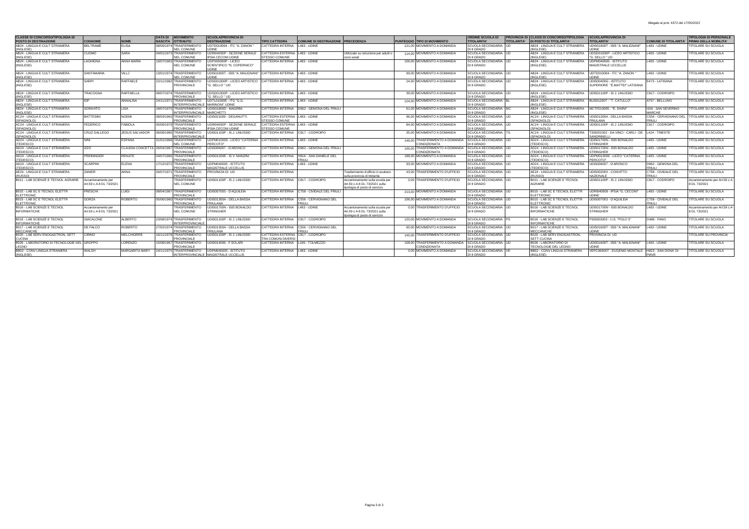Allegato al prot. 4372 del 17/05/2022

| CLASSE DI CONCORSO/TIPOLOGIA DI POSTO DI DESTINAZIONE | COGNOME | NOME | DATA DI NASCITA | MOVIMENTO OTTENUTO | SCUOLA/PROVINCIA DI DESTINAZIONE | TIPO CATTEDRA | COMUNE DI DESTINAZIONE | PRECEDENZA | PUNTEGGIO | TIPO DI MOVIMENTO | ORDINE SCUOLA DI TITOLARITA' | PROVINCIA DI TITOLARITA' | CLASSI DI CONCORSO/TIPOLOGIA DI POSTO DI TITOLARITA' | SCUOLA/PROVINCIA DI TITOLARITA' | COMUNE DI TITOLARITA' | TIPOLOGIA DI PERSONALE PRIMA DELLA MOBILITA' |
|---|---|---|---|---|---|---|---|---|---|---|---|---|---|---|---|---|
| AB24 - LINGUA E CULT STRANIERA (INGLESE) | BELTRAME | ELISA | 08/09/1974 | TRASFERIMENTO NEL COMUNE | UDTD010004 - ITC "A. ZANON " UDINE | CATTEDRA INTERNA | L483 - UDINE | | 121,00 | MOVIMENTO A DOMANDA | SCUOLA SECONDARIA DI II GRADO | UD | AB24 - LINGUA E CULT STRANIERA (INGLESE) | UDIS01600T - ISIS "A. MALIGNANI" UDINE | L483 - UDINE | TITOLARE SU SCUOLA |
| AB24 - LINGUA E CULT STRANIERA (INGLESE) | CUOMO | SARA | 04/01/1973 | TRASFERIMENTO NEL COMUNE | UDRI04050P - SEZIONE SERALE IPSIA CECONI UDINE | CATTEDRA ESTERNA STESSO COMUNE | L483 - UDINE | Utilizzato su istruzione per adulti o corsi serali | 114,00 | MOVIMENTO A DOMANDA | SCUOLA SECONDARIA DI II GRADO | UD | AB24 - LINGUA E CULT STRANIERA (INGLESE) | UDSD01000P - LICEO ARTISTICO "G. SELLO " UD | L483 - UDINE | TITOLARE SU SCUOLA |
| AB24 - LINGUA E CULT STRANIERA (INGLESE) | LAGHIGNA | ANNA MARIA | 19/07/1963 | TRASFERIMENTO NEL COMUNE | UDPS05000P - LICEO SCIENTIFICO "N. COPERNICO" UDINE | CATTEDRA INTERNA | L483 - UDINE | | 106,00 | MOVIMENTO A DOMANDA | SCUOLA SECONDARIA DI II GRADO | UD | AB24 - LINGUA E CULT STRANIERA (INGLESE) | UDPM040005 - ISTITUTO MAGISTRALE UCCELLIS | L483 - UDINE | TITOLARE SU SCUOLA |
| AB24 - LINGUA E CULT STRANIERA (INGLESE) | SANTAMARIA | VILLJ | 13/01/1974 | TRASFERIMENTO NEL COMUNE | UDIS01600T - ISIS "A. MALIGNANI" UDINE | CATTEDRA INTERNA | L483 - UDINE | | 99,00 | MOVIMENTO A DOMANDA | SCUOLA SECONDARIA DI II GRADO | UD | AB24 - LINGUA E CULT STRANIERA (INGLESE) | UDTD010004 - ITC "A. ZANON " UDINE | L483 - UDINE | TITOLARE SU SCUOLA |
| AB24 - LINGUA E CULT STRANIERA (INGLESE) | SARPI | RAFFAELE | 22/11/1982 | TRASFERIMENTO PROVINCIALE | UDSD01000P - LICEO ARTISTICO "G. SELLO " UD | CATTEDRA INTERNA | L483 - UDINE | | 24,00 | MOVIMENTO A DOMANDA | SCUOLA SECONDARIA DI II GRADO | UD | AB24 - LINGUA E CULT STRANIERA (INGLESE) | UDIS00400G - ISTITUTO SUPERIORE "E.MATTEI" LATISANA | E473 - LATISANA | TITOLARE SU SCUOLA |
| AB24 - LINGUA E CULT STRANIERA (INGLESE) | TRACOGNA | RAFFAELLA | 08/07/1974 | TRASFERIMENTO PROVINCIALE | UDSD01000P - LICEO ARTISTICO "G. SELLO " UD | CATTEDRA INTERNA | L483 - UDINE | | 39,00 | MOVIMENTO A DOMANDA | SCUOLA SECONDARIA DI II GRADO | UD | AB24 - LINGUA E CULT STRANIERA (INGLESE) | UDIS01100P - IS J. LINUSSIO | C817 - CODROIPO | TITOLARE SU SCUOLA |
| AB24 - LINGUA E CULT STRANIERA (INGLESE) | IOP | ANNALISA | 24/11/1971 | TRASFERIMENTO INTERPROVINCIALE | UDTL01000E - ITG "G.G. MARINONI" UDINE | CATTEDRA INTERNA | L483 - UDINE | | 124,00 | MOVIMENTO A DOMANDA | SCUOLA SECONDARIA DI II GRADO | BL | AB24 - LINGUA E CULT STRANIERA (INGLESE) | BLIS01200T - "T. CATULLO" | A757 - BELLUNO | TITOLARE SU SCUOLA |
| AB24 - LINGUA E CULT STRANIERA (INGLESE) | SORAVITO | LISA | 18/07/1975 | TRASFERIMENTO INTERPROVINCIALE | UDIS01800D - MAGRINI MARCHETTI | CATTEDRA INTERNA | D962 - GEMONA DEL FRIULI | | 61,00 | MOVIMENTO A DOMANDA | SCUOLA SECONDARIA DI II GRADO | MC | AB24 - LINGUA E CULT STRANIERA (INGLESE) | MCTF010005 - "E. DIVINI" | I156 - SAN SEVERINO MARCHE | TITOLARE SU SCUOLA |
| AC24 - LINGUA E CULT STRANIERA (SPAGNOLO) | BATTESINI | NOEMI | 08/03/1963 | TRASFERIMENTO PROVINCIALE | UDIS021009 - DEGANUTTI | CATTEDRA ESTERNA STESSO COMUNE | L483 - UDINE | | 96,00 | MOVIMENTO A DOMANDA | SCUOLA SECONDARIA DI II GRADO | UD | AC24 - LINGUA E CULT STRANIERA (SPAGNOLO) | UDIS01300A - DELLA BASSA FRIULANA | C556 - CERVIGNANO DEL FRIULI | TITOLARE SU SCUOLA |
| AC24 - LINGUA E CULT STRANIERA (SPAGNOLO) | FEDERICO | FABIOLA | 05/09/1979 | TRASFERIMENTO PROVINCIALE | UDRI04050P - SEZIONE SERALE IPSIA CECONI UDINE | CATTEDRA ESTERNA STESSO COMUNE | L483 - UDINE | | 84,00 | MOVIMENTO A DOMANDA | SCUOLA SECONDARIA DI II GRADO | UD | AC24 - LINGUA E CULT STRANIERA (SPAGNOLO) | UDIS01100P - IS J. LINUSSIO | C817 - CODROIPO | TITOLARE SU SCUOLA |
| AC24 - LINGUA E CULT STRANIERA (SPAGNOLO) | CRUZ GALLEGO | JESUS SALVADOR | 06/08/1985 | TRASFERIMENTO INTERPROVINCIALE | UDIS01100P - IS J. LINUSSIO | CATTEDRA INTERNA | C817 - CODROIPO | | 35,00 | MOVIMENTO A DOMANDA | SCUOLA SECONDARIA DI II GRADO | TS | AC24 - LINGUA E CULT STRANIERA (SPAGNOLO) | TSIS001002 - DA VINCI - CARLI - DE SANDRINELLI | L424 - TRIESTE | TITOLARE SU SCUOLA |
| AD24 - LINGUA E CULT STRANIERA (TEDESCO) | NINI | ESPANA | 31/01/1968 | TRASFERIMENTO NEL COMUNE | UDPM010009 - LICEO "CATERINA PERCOTO" | CATTEDRA INTERNA | L483 - UDINE | | 146,00 | TRASFERIMENTO A DOMANDA CONDIZIONATA | SCUOLA SECONDARIA DI II GRADO | UD | AD24 - LINGUA E CULT STRANIERA (TEDESCO) | UDIS01700N - ISIS BONALDO STRINGHER | L483 - UDINE | TITOLARE SU SCUOLA |
| AD24 - LINGUA E CULT STRANIERA (TEDESCO) | IZZO | CLAUDIA CONCETTA | 26/04/1967 | TRASFERIMENTO PROVINCIALE | UDIS006007 - D'ARONCO | CATTEDRA INTERNA | D962 - GEMONA DEL FRIULI | | 100,00 | TRASFERIMENTO A DOMANDA CONDIZIONATA | SCUOLA SECONDARIA DI II GRADO | UD | AD24 - LINGUA E CULT STRANIERA (TEDESCO) | UDIS01700N - ISIS BONALDO STRINGHER | L483 - UDINE | TITOLARE SU SCUOLA |
| AD24 - LINGUA E CULT STRANIERA (TEDESCO) | PREININGER | RENATE | 04/07/1966 | TRASFERIMENTO PROVINCIALE | UDIS01200E - IS V. MANZINI | CATTEDRA INTERNA | H816 - SAN DANIELE DEL FRIULI | | 188,00 | MOVIMENTO A DOMANDA | SCUOLA SECONDARIA DI II GRADO | UD | AD24 - LINGUA E CULT STRANIERA (TEDESCO) | UDPM010009 - LICEO "CATERINA PERCOTO" | L483 - UDINE | TITOLARE SU SCUOLA |
| AD24 - LINGUA E CULT STRANIERA (TEDESCO) | SCARPINI | ELENA | 17/12/1972 | TRASFERIMENTO PROVINCIALE | UDPM040005 - ISTITUTO MAGISTRALE UCCELLIS | CATTEDRA INTERNA | L483 - UDINE | | 93,00 | MOVIMENTO A DOMANDA | SCUOLA SECONDARIA DI II GRADO | UD | AD24 - LINGUA E CULT STRANIERA (TEDESCO) | UDIS006007 - D'ARONCO | D962 - GEMONA DEL FRIULI | TITOLARE SU SCUOLA |
| AE24 - LINGUA E CULT STRANIERA (RUSSO) | ZANIER | ANNA | 26/07/1971 | TRASFERIMENTO PROVINCIALE | PROVINCIA DI UD | CATTEDRA INTERNA | | Trasferimento d'ufficio in esubero sulla provincia di titolarità | 43,00 | TRASFERIMENTO D'UFFICIO | SCUOLA SECONDARIA DI II GRADO | UD | AE24 - LINGUA E CULT STRANIERA (RUSSO) | UDIS00200X - CONVITTO NAZIONALE | C758 - CIVIDALE DEL FRIULI | TITOLARE SU SCUOLA |
| B011 - LAB SCIENZE E TECNOL AGRARIE | Accantonamento per Art.59 c.4-8 DL 73/2021 | | | TRASFERIMENTO NEL COMUNE | UDIS01100P - IS J. LINUSSIO | CATTEDRA INTERNA | C817 - CODROIPO | Accantonamento sulla scuola per Art.59 c.4-8 DL 73/2021 sulla tipologia di posto di servizio | 0,00 | TRASFERIMENTO D'UFFICIO | SCUOLA SECONDARIA DI II GRADO | UD | B011 - LAB SCIENZE E TECNOL AGRARIE | UDIS01100P - IS J. LINUSSIO | C817 - CODROIPO | Accantonamento per Art.59 c.4-8 DL 73/2021 |
| B015 - LAB SC E TECNOL ELETTR ELETTRONIC | FRESCHI | LUIGI | 08/04/1967 | TRASFERIMENTO PROVINCIALE | UDIS007003 - D'AQUILEIA | CATTEDRA INTERNA | C758 - CIVIDALE DEL FRIULI | | 213,00 | MOVIMENTO A DOMANDA | SCUOLA SECONDARIA DI II GRADO | UD | B015 - LAB SC E TECNOL ELETTR ELETTRONIC | UDRI040009 - IPSIA "G. CECONI" UDINE | L483 - UDINE | TITOLARE SU SCUOLA |
| B015 - LAB SC E TECNOL ELETTR ELETTRONIC | GORZA | ROBERTO | 05/06/1960 | TRASFERIMENTO PROVINCIALE | UDIS01300A - DELLA BASSA FRIULANA | CATTEDRA INTERNA | C556 - CERVIGNANO DEL FRIULI | | 106,00 | MOVIMENTO A DOMANDA | SCUOLA SECONDARIA DI II GRADO | UD | B015 - LAB SC E TECNOL ELETTR ELETTRONIC | UDIS007003 - D'AQUILEIA | C758 - CIVIDALE DEL FRIULI | TITOLARE SU SCUOLA |
| B016 - LAB SCIENZE E TECNOL INFORMATICHE | Accantonamento per Art.59 c.4-8 DL 73/2021 | | | TRASFERIMENTO NEL COMUNE | UDIS01700N - ISIS BONALDO STRINGHER | CATTEDRA INTERNA | L483 - UDINE | Accantonamento sulla scuola per Art.59 c.4-8 DL 73/2021 sulla tipologia di posto di servizio | 0,00 | TRASFERIMENTO D'UFFICIO | SCUOLA SECONDARIA DI II GRADO | UD | B016 - LAB SCIENZE E TECNOL INFORMATICHE | UDIS01700N - ISIS BONALDO STRINGHER | L483 - UDINE | Accantonamento per Art.59 c.4-8 DL 73/2021 |
| B016 - LAB SCIENZE E TECNOL INFORMATICHE | GIACALONE | ALBERTO | 23/08/1974 | TRASFERIMENTO INTERPROVINCIALE | UDIS01100P - IS J. LINUSSIO | CATTEDRA INTERNA | C817 - CODROIPO | | 120,00 | MOVIMENTO A DOMANDA | SCUOLA SECONDARIA DI II GRADO | PS | B016 - LAB SCIENZE E TECNOL INFORMATICHE | PSIS003003 - I.I.S. "POLO 3" | D488 - FANO | TITOLARE SU SCUOLA |
| B017 - LAB SCIENZE E TECNOL MECCANICHE | DE FALCO | ROBERTO | 27/02/1974 | TRASFERIMENTO PROVINCIALE | UDIS01300A - DELLA BASSA FRIULANA | CATTEDRA INTERNA | C556 - CERVIGNANO DEL FRIULI | | 60,00 | MOVIMENTO A DOMANDA | SCUOLA SECONDARIA DI II GRADO | UD | B017 - LAB SCIENZE E TECNOL MECCANICHE | UDIS01600T - ISIS "A. MALIGNANI" UDINE | L483 - UDINE | TITOLARE SU SCUOLA |
| B020 - LAB SERV ENOGASTRON, SETT CUCINA | CIRINO | MELCHIORRE | 16/11/1978 | TRASFERIMENTO PROVINCIALE | UDIS01100P - IS J. LINUSSIO | CATTEDRA ESTERNA TRA COMUNI DIVERSI | C817 - CODROIPO | | 145,00 | TRASFERIMENTO D'UFFICIO | SCUOLA SECONDARIA DI II GRADO | UD | B020 - LAB SERV ENOGASTRON, SETT CUCINA | PROVINCIA DI UD | | TITOLARE SU PROVINCIA |
| B026 - LABORATORIO DI TECNOLOGIE DEL LEGNO | GROPPO | LORENZO | 15/08/1967 | TRASFERIMENTO PROVINCIALE | UDIS014006 - F.SOLARI | CATTEDRA INTERNA | L195 - TOLMEZZO | | 108,00 | TRASFERIMENTO A DOMANDA CONDIZIONATA | SCUOLA SECONDARIA DI II GRADO | UD | B026 - LABORATORIO DI TECNOLOGIE DEL LEGNO | UDIS01600T - ISIS "A. MALIGNANI" UDINE | L483 - UDINE | TITOLARE SU SCUOLA |
| BB02 - CONV LINGUA STRANIERA (INGLESE) | WALSH | MARGARITA MARY | 24/11/1975 | TRASFERIMENTO INTERPROVINCIALE | UDPM040005 - ISTITUTO MAGISTRALE UCCELLIS | CATTEDRA INTERNA | L483 - UDINE | | 0,00 | MOVIMENTO A DOMANDA | SCUOLA SECONDARIA DI II GRADO | VE | BB02 - CONV LINGUA STRANIERA (INGLESE) | VEPC06000T - EUGENIO MONTALE | H823 - SAN DONA' DI PIAVE | TITOLARE SU SCUOLA |